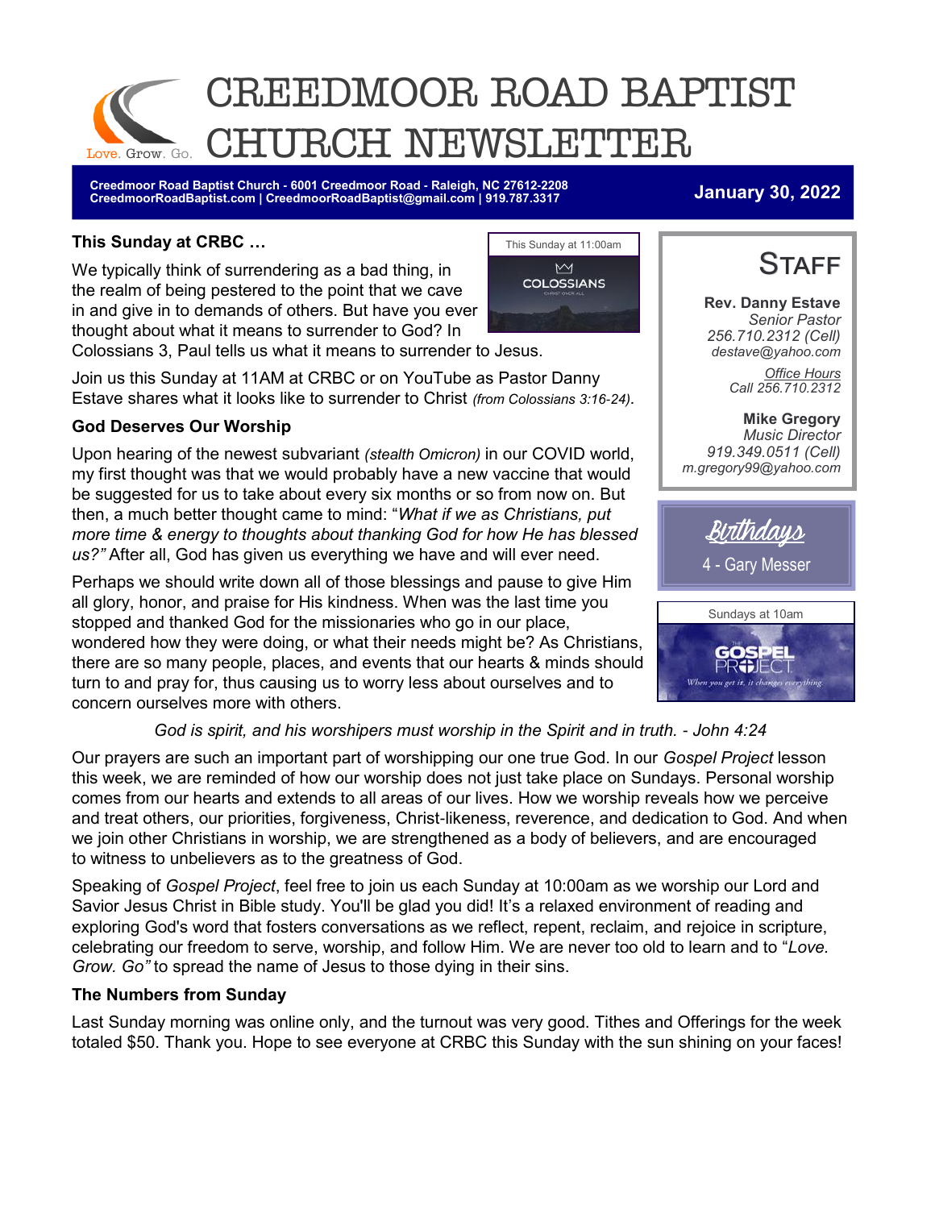# CREEDMOOR ROAD BAPTIST CHURCH NEWSLETTER

Love. Grow. Go.

**Creedmoor Road Baptist Church - 6001 Creedmoor Road - Raleigh, NC 27612-2208**
**CreedmoorRoadBaptist.com | CreedmoorRoadBaptist@gmail.com | 919.787.3317**

**January 30, 2022**

### This Sunday at CRBC …

This Sunday at 11:00am

COLOSSIANS

We typically think of surrendering as a bad thing, in the realm of being pestered to the point that we cave in and give in to demands of others. But have you ever thought about what it means to surrender to God? In Colossians 3, Paul tells us what it means to surrender to Jesus.

Join us this Sunday at 11AM at CRBC or on YouTube as Pastor Danny Estave shares what it looks like to surrender to Christ *(from Colossians 3:16-24)*.

### God Deserves Our Worship

Upon hearing of the newest subvariant *(stealth Omicron)* in our COVID world, my first thought was that we would probably have a new vaccine that would be suggested for us to take about every six months or so from now on. But then, a much better thought came to mind: "*What if we as Christians, put more time & energy to thoughts about thanking God for how He has blessed us?"* After all, God has given us everything we have and will ever need.

Perhaps we should write down all of those blessings and pause to give Him all glory, honor, and praise for His kindness. When was the last time you stopped and thanked God for the missionaries who go in our place, wondered how they were doing, or what their needs might be? As Christians, there are so many people, places, and events that our hearts & minds should turn to and pray for, thus causing us to worry less about ourselves and to concern ourselves more with others.

*God is spirit, and his worshipers must worship in the Spirit and in truth. - John 4:24*

Our prayers are such an important part of worshipping our one true God. In our *Gospel Project* lesson this week, we are reminded of how our worship does not just take place on Sundays. Personal worship comes from our hearts and extends to all areas of our lives. How we worship reveals how we perceive and treat others, our priorities, forgiveness, Christ-likeness, reverence, and dedication to God. And when we join other Christians in worship, we are strengthened as a body of believers, and are encouraged to witness to unbelievers as to the greatness of God.

Speaking of *Gospel Project*, feel free to join us each Sunday at 10:00am as we worship our Lord and Savior Jesus Christ in Bible study. You'll be glad you did! It's a relaxed environment of reading and exploring God's word that fosters conversations as we reflect, repent, reclaim, and rejoice in scripture, celebrating our freedom to serve, worship, and follow Him. We are never too old to learn and to "*Love. Grow. Go"* to spread the name of Jesus to those dying in their sins.

### The Numbers from Sunday

Last Sunday morning was online only, and the turnout was very good. Tithes and Offerings for the week totaled $50. Thank you. Hope to see everyone at CRBC this Sunday with the sun shining on your faces!

## STAFF

**Rev. Danny Estave**
*Senior Pastor*
*256.710.2312 (Cell)*
*destave@yahoo.com*

*Office Hours*
*Call 256.710.2312*

**Mike Gregory**
*Music Director*
*919.349.0511 (Cell)*
*m.gregory99@yahoo.com*

## Birthdays

4 - Gary Messer

Sundays at 10am

THE GOSPEL PROJECT

*When you get it, it changes everything.*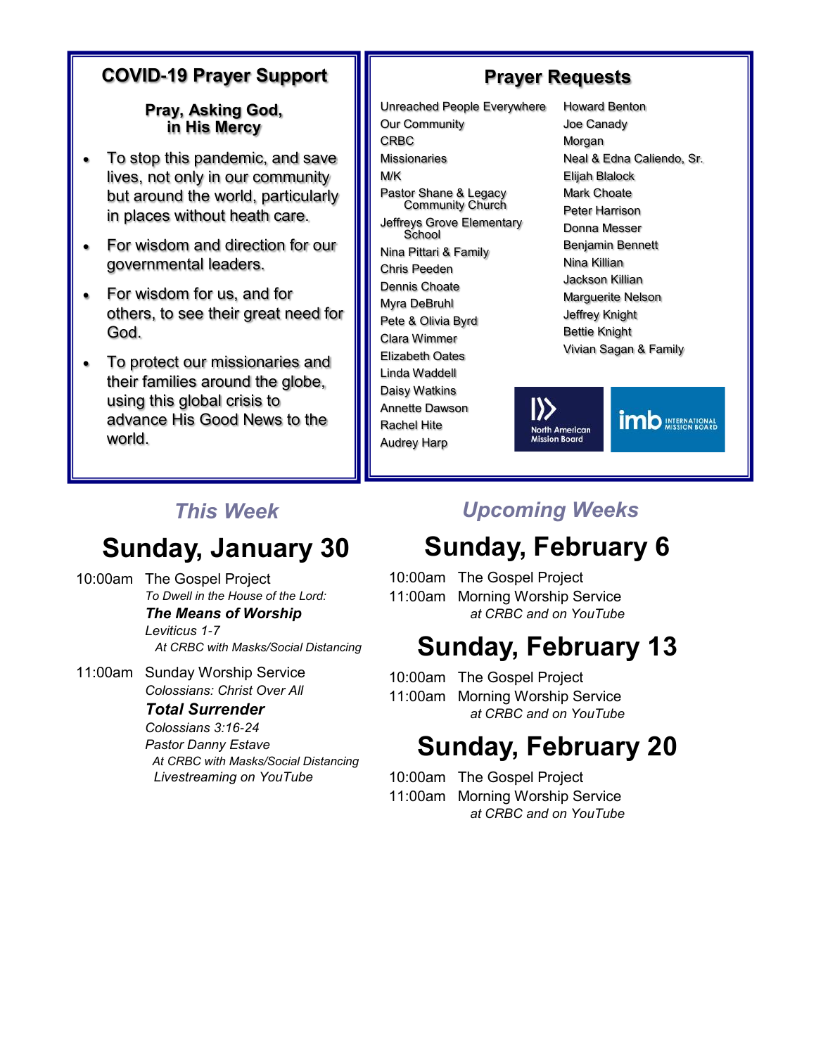## COVID-19 Prayer Support

**Pray, Asking God, in His Mercy**

- To stop this pandemic, and save lives, not only in our community but around the world, particularly in places without heath care.
- For wisdom and direction for our governmental leaders.
- For wisdom for us, and for others, to see their great need for God.
- To protect our missionaries and their families around the globe, using this global crisis to advance His Good News to the world.

## Prayer Requests

Unreached People Everywhere
Our Community
CRBC
Missionaries
M/K
Pastor Shane & Legacy Community Church
Jeffreys Grove Elementary School
Nina Pittari & Family
Chris Peeden
Dennis Choate
Myra DeBruhl
Pete & Olivia Byrd
Clara Wimmer
Elizabeth Oates
Linda Waddell
Daisy Watkins
Annette Dawson
Rachel Hite
Audrey Harp
Howard Benton
Joe Canady
Morgan
Neal & Edna Caliendo, Sr.
Elijah Blalock
Mark Choate
Peter Harrison
Donna Messer
Benjamin Bennett
Nina Killian
Jackson Killian
Marguerite Nelson
Jeffrey Knight
Bettie Knight
Vivian Sagan & Family

North American Mission Board

imb International Mission Board

## *This Week*

# Sunday, January 30

10:00am The Gospel Project
*To Dwell in the House of the Lord:*
***The Means of Worship***
*Leviticus 1-7*
*At CRBC with Masks/Social Distancing*

11:00am Sunday Worship Service
*Colossians: Christ Over All*
***Total Surrender***
*Colossians 3:16-24*
*Pastor Danny Estave*
*At CRBC with Masks/Social Distancing*
*Livestreaming on YouTube*

## *Upcoming Weeks*

# Sunday, February 6

10:00am The Gospel Project
11:00am Morning Worship Service
*at CRBC and on YouTube*

# Sunday, February 13

10:00am The Gospel Project
11:00am Morning Worship Service
*at CRBC and on YouTube*

# Sunday, February 20

10:00am The Gospel Project
11:00am Morning Worship Service
*at CRBC and on YouTube*